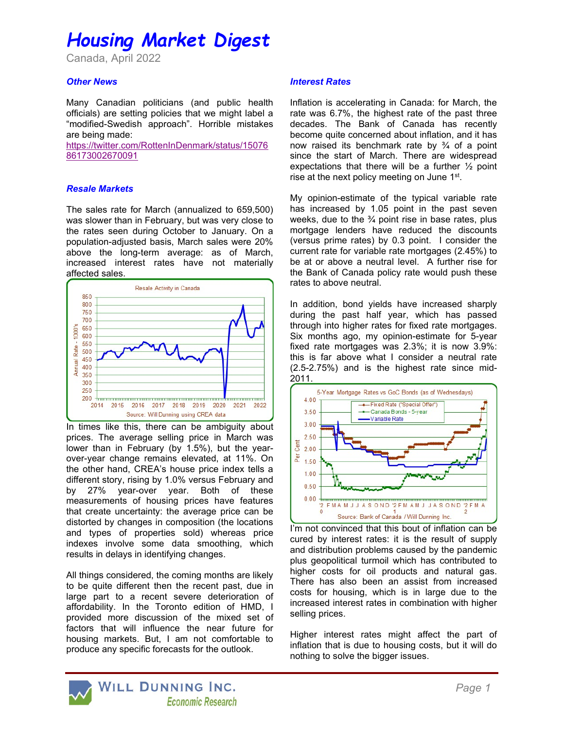# Housing Market Digest

Canada, April 2022

### Other News

Many Canadian politicians (and public health officials) are setting policies that we might label a "modified-Swedish approach". Horrible mistakes are being made:
https://twitter.com/RottenInDenmark/status/1507686173002670091

### Resale Markets

The sales rate for March (annualized to 659,500) was slower than in February, but was very close to the rates seen during October to January. On a population-adjusted basis, March sales were 20% above the long-term average: as of March, increased interest rates have not materially affected sales.

Resale Activity in Canada

Source: Will Dunning using CREA data

In times like this, there can be ambiguity about prices. The average selling price in March was lower than in February (by 1.5%), but the year-over-year change remains elevated, at 11%. On the other hand, CREA's house price index tells a different story, rising by 1.0% versus February and by 27% year-over year. Both of these measurements of housing prices have features that create uncertainty: the average price can be distorted by changes in composition (the locations and types of properties sold) whereas price indexes involve some data smoothing, which results in delays in identifying changes.

All things considered, the coming months are likely to be quite different then the recent past, due in large part to a recent severe deterioration of affordability. In the Toronto edition of HMD, I provided more discussion of the mixed set of factors that will influence the near future for housing markets. But, I am not comfortable to produce any specific forecasts for the outlook.

### Interest Rates

Inflation is accelerating in Canada: for March, the rate was 6.7%, the highest rate of the past three decades. The Bank of Canada has recently become quite concerned about inflation, and it has now raised its benchmark rate by ¾ of a point since the start of March. There are widespread expectations that there will be a further ½ point rise at the next policy meeting on June 1st.

My opinion-estimate of the typical variable rate has increased by 1.05 point in the past seven weeks, due to the ¾ point rise in base rates, plus mortgage lenders have reduced the discounts (versus prime rates) by 0.3 point. I consider the current rate for variable rate mortgages (2.45%) to be at or above a neutral level. A further rise for the Bank of Canada policy rate would push these rates to above neutral.

In addition, bond yields have increased sharply during the past half year, which has passed through into higher rates for fixed rate mortgages. Six months ago, my opinion-estimate for 5-year fixed rate mortgages was 2.3%; it is now 3.9%: this is far above what I consider a neutral rate (2.5-2.75%) and is the highest rate since mid-2011.

5-Year Mortgage Rates vs GoC Bonds (as of Wednesdays)

Source: Bank of Canada / Will Dunning Inc.

I'm not convinced that this bout of inflation can be cured by interest rates: it is the result of supply and distribution problems caused by the pandemic plus geopolitical turmoil which has contributed to higher costs for oil products and natural gas. There has also been an assist from increased costs for housing, which is in large due to the increased interest rates in combination with higher selling prices.

Higher interest rates might affect the part of inflation that is due to housing costs, but it will do nothing to solve the bigger issues.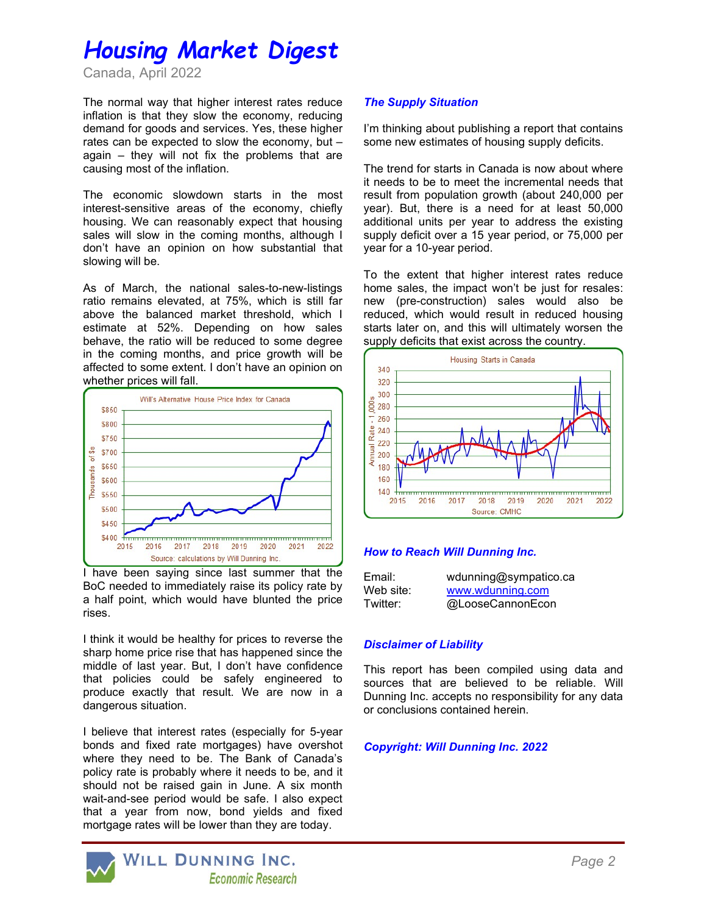# Housing Market Digest

Canada, April 2022

The normal way that higher interest rates reduce inflation is that they slow the economy, reducing demand for goods and services. Yes, these higher rates can be expected to slow the economy, but – again – they will not fix the problems that are causing most of the inflation.

The economic slowdown starts in the most interest-sensitive areas of the economy, chiefly housing. We can reasonably expect that housing sales will slow in the coming months, although I don't have an opinion on how substantial that slowing will be.

As of March, the national sales-to-new-listings ratio remains elevated, at 75%, which is still far above the balanced market threshold, which I estimate at 52%. Depending on how sales behave, the ratio will be reduced to some degree in the coming months, and price growth will be affected to some extent. I don't have an opinion on whether prices will fall.

Will's Alternative House Price Index for Canada

Thousands of $s

$850
$800
$750
$700
$650
$600
$550
$500
$450
$400

2015 2016 2017 2018 2019 2020 2021 2022

Source: calculations by Will Dunning Inc.

I have been saying since last summer that the BoC needed to immediately raise its policy rate by a half point, which would have blunted the price rises.

I think it would be healthy for prices to reverse the sharp home price rise that has happened since the middle of last year. But, I don't have confidence that policies could be safely engineered to produce exactly that result. We are now in a dangerous situation.

I believe that interest rates (especially for 5-year bonds and fixed rate mortgages) have overshot where they need to be. The Bank of Canada's policy rate is probably where it needs to be, and it should not be raised gain in June. A six month wait-and-see period would be safe. I also expect that a year from now, bond yields and fixed mortgage rates will be lower than they are today.

### *The Supply Situation*

I'm thinking about publishing a report that contains some new estimates of housing supply deficits.

The trend for starts in Canada is now about where it needs to be to meet the incremental needs that result from population growth (about 240,000 per year). But, there is a need for at least 50,000 additional units per year to address the existing supply deficit over a 15 year period, or 75,000 per year for a 10-year period.

To the extent that higher interest rates reduce home sales, the impact won't be just for resales: new (pre-construction) sales would also be reduced, which would result in reduced housing starts later on, and this will ultimately worsen the supply deficits that exist across the country.

Housing Starts in Canada

Annual Rate - 1,000s

340
320
300
280
260
240
220
200
180
160
140

2015 2016 2017 2018 2019 2020 2021 2022

Source: CMHC

### *How to Reach Will Dunning Inc.*

Email: wdunning@sympatico.ca
Web site: www.wdunning.com
Twitter: @LooseCannonEcon

### *Disclaimer of Liability*

This report has been compiled using data and sources that are believed to be reliable. Will Dunning Inc. accepts no responsibility for any data or conclusions contained herein.

### *Copyright: Will Dunning Inc. 2022*

WILL DUNNING INC.
Economic Research